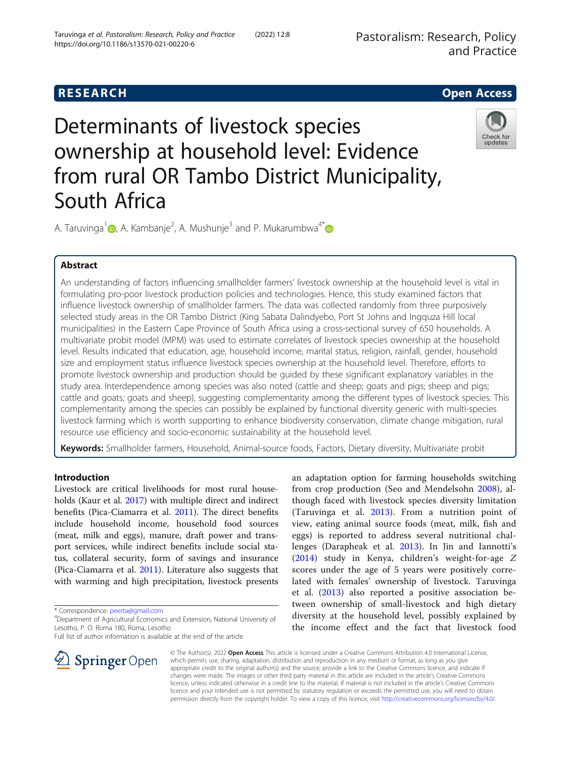RESEARCH Open Access

# Determinants of livestock species ownership at household level: Evidence from rural OR Tambo District Municipality, South Africa

A. Taruvinga[1], A. Kambanje[2], A. Mushunje[3] and P. Mukarumbwa[4*]

## Abstract

An understanding of factors influencing smallholder farmers' livestock ownership at the household level is vital in formulating pro-poor livestock production policies and technologies. Hence, this study examined factors that influence livestock ownership of smallholder farmers. The data was collected randomly from three purposively selected study areas in the OR Tambo District (King Sabata Dalindyebo, Port St Johns and Ingquza Hill local municipalities) in the Eastern Cape Province of South Africa using a cross-sectional survey of 650 households. A multivariate probit model (MPM) was used to estimate correlates of livestock species ownership at the household level. Results indicated that education, age, household income, marital status, religion, rainfall, gender, household size and employment status influence livestock species ownership at the household level. Therefore, efforts to promote livestock ownership and production should be guided by these significant explanatory variables in the study area. Interdependence among species was also noted (cattle and sheep; goats and pigs; sheep and pigs; cattle and goats; goats and sheep), suggesting complementarity among the different types of livestock species. This complementarity among the species can possibly be explained by functional diversity generic with multi-species livestock farming which is worth supporting to enhance biodiversity conservation, climate change mitigation, rural resource use efficiency and socio-economic sustainability at the household level.

**Keywords:** Smallholder farmers, Household, Animal-source foods, Factors, Dietary diversity, Multivariate probit

## Introduction

Livestock are critical livelihoods for most rural households (Kaur et al. 2017) with multiple direct and indirect benefits (Pica-Ciamarra et al. 2011). The direct benefits include household income, household food sources (meat, milk and eggs), manure, draft power and transport services, while indirect benefits include social status, collateral security, form of savings and insurance (Pica-Ciamarra et al. 2011). Literature also suggests that with warming and high precipitation, livestock presents an adaptation option for farming households switching from crop production (Seo and Mendelsohn 2008), although faced with livestock species diversity limitation (Taruvinga et al. 2013). From a nutrition point of view, eating animal source foods (meat, milk, fish and eggs) is reported to address several nutritional challenges (Darapheak et al. 2013). In Jin and Iannotti's (2014) study in Kenya, children's weight-for-age Z scores under the age of 5 years were positively correlated with females' ownership of livestock. Taruvinga et al. (2013) also reported a positive association between ownership of small-livestock and high dietary diversity at the household level, possibly explained by the income effect and the fact that livestock food

* Correspondence: peerta@gmail.com
[4]Department of Agricultural Economics and Extension, National University of Lesotho, P. O. Roma 180, Roma, Lesotho
Full list of author information is available at the end of the article

© The Author(s). 2022 **Open Access** This article is licensed under a Creative Commons Attribution 4.0 International License, which permits use, sharing, adaptation, distribution and reproduction in any medium or format, as long as you give appropriate credit to the original author(s) and the source, provide a link to the Creative Commons licence, and indicate if changes were made. The images or other third party material in this article are included in the article's Creative Commons licence, unless indicated otherwise in a credit line to the material. If material is not included in the article's Creative Commons licence and your intended use is not permitted by statutory regulation or exceeds the permitted use, you will need to obtain permission directly from the copyright holder. To view a copy of this licence, visit http://creativecommons.org/licenses/by/4.0/.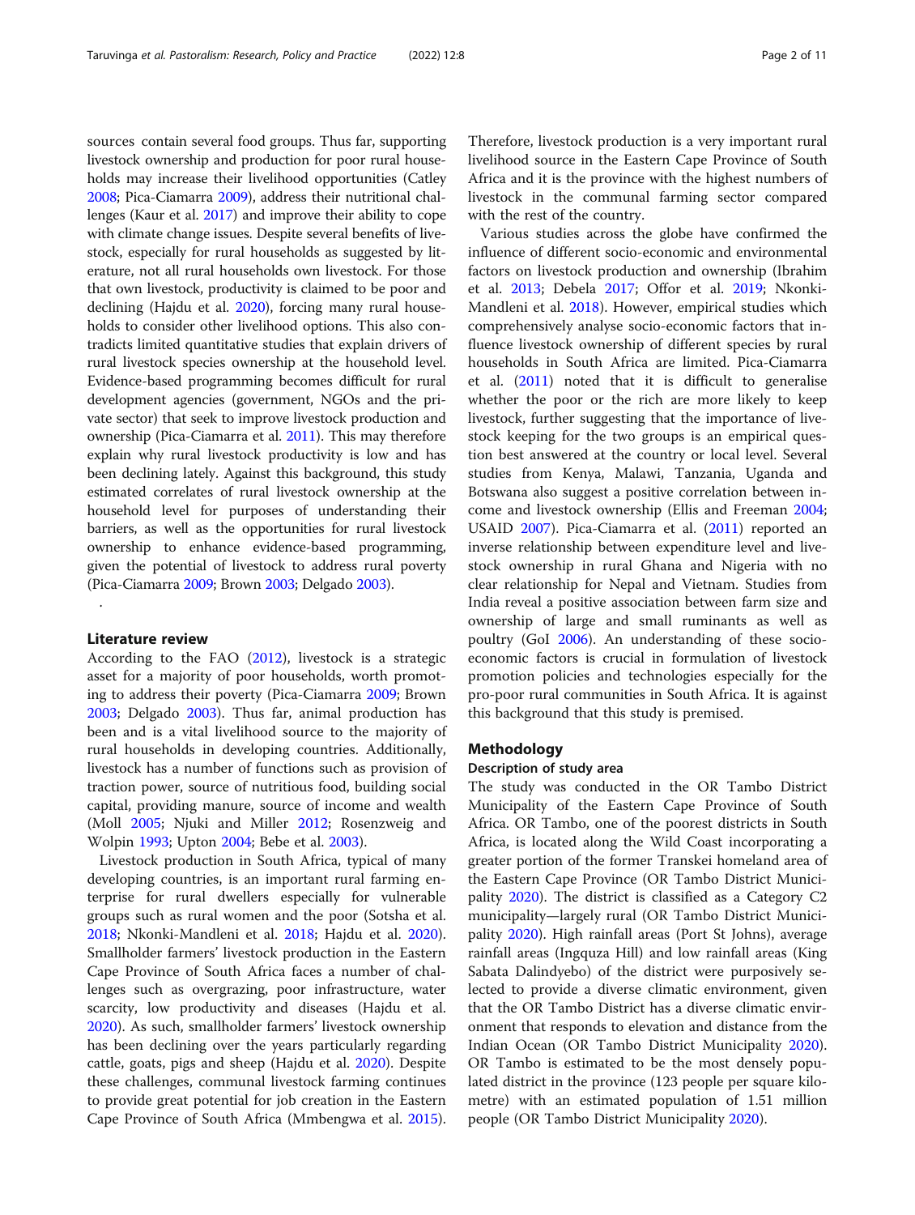sources contain several food groups. Thus far, supporting livestock ownership and production for poor rural households may increase their livelihood opportunities (Catley 2008; Pica-Ciamarra 2009), address their nutritional challenges (Kaur et al. 2017) and improve their ability to cope with climate change issues. Despite several benefits of livestock, especially for rural households as suggested by literature, not all rural households own livestock. For those that own livestock, productivity is claimed to be poor and declining (Hajdu et al. 2020), forcing many rural households to consider other livelihood options. This also contradicts limited quantitative studies that explain drivers of rural livestock species ownership at the household level. Evidence-based programming becomes difficult for rural development agencies (government, NGOs and the private sector) that seek to improve livestock production and ownership (Pica-Ciamarra et al. 2011). This may therefore explain why rural livestock productivity is low and has been declining lately. Against this background, this study estimated correlates of rural livestock ownership at the household level for purposes of understanding their barriers, as well as the opportunities for rural livestock ownership to enhance evidence-based programming, given the potential of livestock to address rural poverty (Pica-Ciamarra 2009; Brown 2003; Delgado 2003).

.

## Literature review

According to the FAO (2012), livestock is a strategic asset for a majority of poor households, worth promoting to address their poverty (Pica-Ciamarra 2009; Brown 2003; Delgado 2003). Thus far, animal production has been and is a vital livelihood source to the majority of rural households in developing countries. Additionally, livestock has a number of functions such as provision of traction power, source of nutritious food, building social capital, providing manure, source of income and wealth (Moll 2005; Njuki and Miller 2012; Rosenzweig and Wolpin 1993; Upton 2004; Bebe et al. 2003).

Livestock production in South Africa, typical of many developing countries, is an important rural farming enterprise for rural dwellers especially for vulnerable groups such as rural women and the poor (Sotsha et al. 2018; Nkonki-Mandleni et al. 2018; Hajdu et al. 2020). Smallholder farmers' livestock production in the Eastern Cape Province of South Africa faces a number of challenges such as overgrazing, poor infrastructure, water scarcity, low productivity and diseases (Hajdu et al. 2020). As such, smallholder farmers' livestock ownership has been declining over the years particularly regarding cattle, goats, pigs and sheep (Hajdu et al. 2020). Despite these challenges, communal livestock farming continues to provide great potential for job creation in the Eastern Cape Province of South Africa (Mmbengwa et al. 2015). Therefore, livestock production is a very important rural livelihood source in the Eastern Cape Province of South Africa and it is the province with the highest numbers of livestock in the communal farming sector compared with the rest of the country.

Various studies across the globe have confirmed the influence of different socio-economic and environmental factors on livestock production and ownership (Ibrahim et al. 2013; Debela 2017; Offor et al. 2019; Nkonki-Mandleni et al. 2018). However, empirical studies which comprehensively analyse socio-economic factors that influence livestock ownership of different species by rural households in South Africa are limited. Pica-Ciamarra et al. (2011) noted that it is difficult to generalise whether the poor or the rich are more likely to keep livestock, further suggesting that the importance of livestock keeping for the two groups is an empirical question best answered at the country or local level. Several studies from Kenya, Malawi, Tanzania, Uganda and Botswana also suggest a positive correlation between income and livestock ownership (Ellis and Freeman 2004; USAID 2007). Pica-Ciamarra et al. (2011) reported an inverse relationship between expenditure level and livestock ownership in rural Ghana and Nigeria with no clear relationship for Nepal and Vietnam. Studies from India reveal a positive association between farm size and ownership of large and small ruminants as well as poultry (GoI 2006). An understanding of these socio-economic factors is crucial in formulation of livestock promotion policies and technologies especially for the pro-poor rural communities in South Africa. It is against this background that this study is premised.

## Methodology

### Description of study area

The study was conducted in the OR Tambo District Municipality of the Eastern Cape Province of South Africa. OR Tambo, one of the poorest districts in South Africa, is located along the Wild Coast incorporating a greater portion of the former Transkei homeland area of the Eastern Cape Province (OR Tambo District Municipality 2020). The district is classified as a Category C2 municipality—largely rural (OR Tambo District Municipality 2020). High rainfall areas (Port St Johns), average rainfall areas (Ingquza Hill) and low rainfall areas (King Sabata Dalindyebo) of the district were purposively selected to provide a diverse climatic environment, given that the OR Tambo District has a diverse climatic environment that responds to elevation and distance from the Indian Ocean (OR Tambo District Municipality 2020). OR Tambo is estimated to be the most densely populated district in the province (123 people per square kilometre) with an estimated population of 1.51 million people (OR Tambo District Municipality 2020).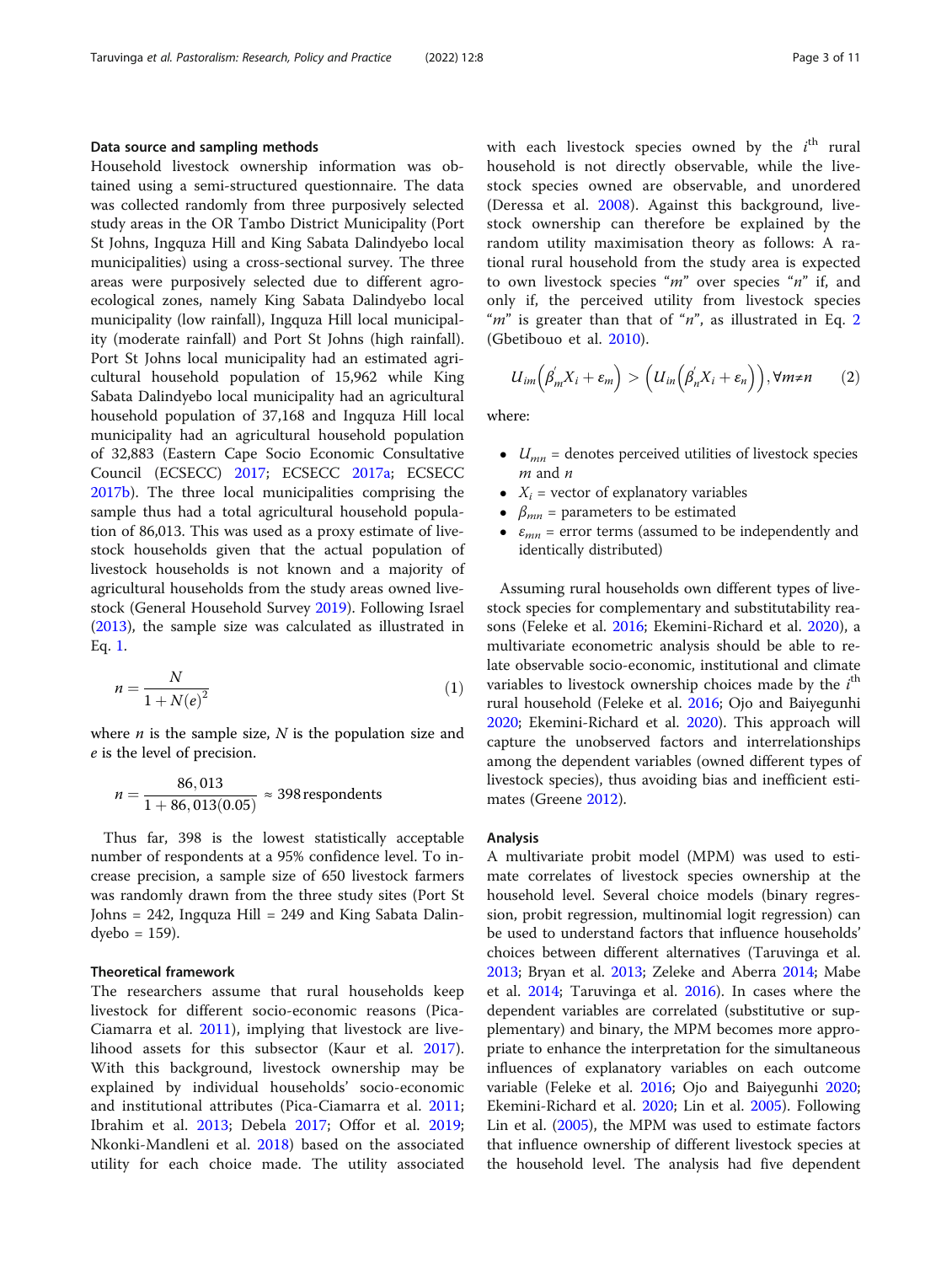### Data source and sampling methods

Household livestock ownership information was obtained using a semi-structured questionnaire. The data was collected randomly from three purposively selected study areas in the OR Tambo District Municipality (Port St Johns, Ingquza Hill and King Sabata Dalindyebo local municipalities) using a cross-sectional survey. The three areas were purposively selected due to different agro-ecological zones, namely King Sabata Dalindyebo local municipality (low rainfall), Ingquza Hill local municipality (moderate rainfall) and Port St Johns (high rainfall). Port St Johns local municipality had an estimated agricultural household population of 15,962 while King Sabata Dalindyebo local municipality had an agricultural household population of 37,168 and Ingquza Hill local municipality had an agricultural household population of 32,883 (Eastern Cape Socio Economic Consultative Council (ECSECC) 2017; ECSECC 2017a; ECSECC 2017b). The three local municipalities comprising the sample thus had a total agricultural household population of 86,013. This was used as a proxy estimate of livestock households given that the actual population of livestock households is not known and a majority of agricultural households from the study areas owned livestock (General Household Survey 2019). Following Israel (2013), the sample size was calculated as illustrated in Eq. 1.

$$n = \frac{N}{1 + N(e)^2} \tag{1}$$

where $n$ is the sample size, $N$ is the population size and $e$ is the level of precision.

$$n = \frac{86,013}{1 + 86,013(0.05)} \approx 398 \text{ respondents}$$

Thus far, 398 is the lowest statistically acceptable number of respondents at a 95% confidence level. To increase precision, a sample size of 650 livestock farmers was randomly drawn from the three study sites (Port St Johns = 242, Ingquza Hill = 249 and King Sabata Dalindyebo = 159).

### Theoretical framework

The researchers assume that rural households keep livestock for different socio-economic reasons (Pica-Ciamarra et al. 2011), implying that livestock are livelihood assets for this subsector (Kaur et al. 2017). With this background, livestock ownership may be explained by individual households' socio-economic and institutional attributes (Pica-Ciamarra et al. 2011; Ibrahim et al. 2013; Debela 2017; Offor et al. 2019; Nkonki-Mandleni et al. 2018) based on the associated utility for each choice made. The utility associated with each livestock species owned by the $i^{th}$ rural household is not directly observable, while the livestock species owned are observable, and unordered (Deressa et al. 2008). Against this background, livestock ownership can therefore be explained by the random utility maximisation theory as follows: A rational rural household from the study area is expected to own livestock species "$m$" over species "$n$" if, and only if, the perceived utility from livestock species "$m$" is greater than that of "$n$", as illustrated in Eq. 2 (Gbetibouo et al. 2010).

$$U_{im}\left(\beta_m^{'}X_i + \varepsilon_m\right) > \left(U_{in}\left(\beta_n^{'}X_i + \varepsilon_n\right)\right), \forall m \neq n \tag{2}$$

where:

- $U_{mn}$ = denotes perceived utilities of livestock species $m$ and $n$
- $X_i$ = vector of explanatory variables
- $\beta_{mn}$ = parameters to be estimated
- $\varepsilon_{mn}$ = error terms (assumed to be independently and identically distributed)

Assuming rural households own different types of livestock species for complementary and substitutability reasons (Feleke et al. 2016; Ekemini-Richard et al. 2020), a multivariate econometric analysis should be able to relate observable socio-economic, institutional and climate variables to livestock ownership choices made by the $i^{th}$ rural household (Feleke et al. 2016; Ojo and Baiyegunhi 2020; Ekemini-Richard et al. 2020). This approach will capture the unobserved factors and interrelationships among the dependent variables (owned different types of livestock species), thus avoiding bias and inefficient estimates (Greene 2012).

### Analysis

A multivariate probit model (MPM) was used to estimate correlates of livestock species ownership at the household level. Several choice models (binary regression, probit regression, multinomial logit regression) can be used to understand factors that influence households' choices between different alternatives (Taruvinga et al. 2013; Bryan et al. 2013; Zeleke and Aberra 2014; Mabe et al. 2014; Taruvinga et al. 2016). In cases where the dependent variables are correlated (substitutive or supplementary) and binary, the MPM becomes more appropriate to enhance the interpretation for the simultaneous influences of explanatory variables on each outcome variable (Feleke et al. 2016; Ojo and Baiyegunhi 2020; Ekemini-Richard et al. 2020; Lin et al. 2005). Following Lin et al. (2005), the MPM was used to estimate factors that influence ownership of different livestock species at the household level. The analysis had five dependent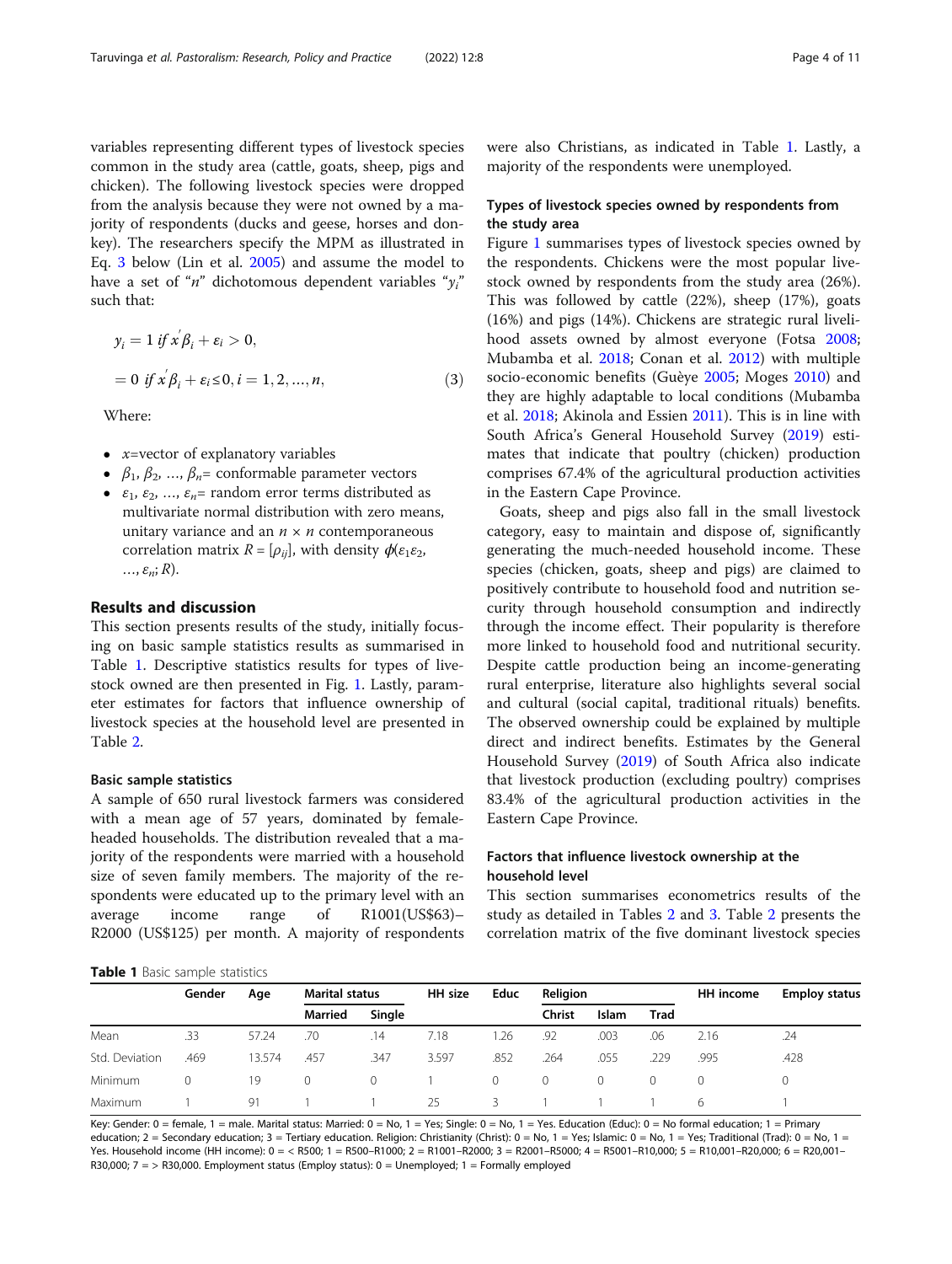variables representing different types of livestock species common in the study area (cattle, goats, sheep, pigs and chicken). The following livestock species were dropped from the analysis because they were not owned by a majority of respondents (ducks and geese, horses and donkey). The researchers specify the MPM as illustrated in Eq. 3 below (Lin et al. 2005) and assume the model to have a set of "$n$" dichotomous dependent variables "$y_i$" such that:

$$
\begin{aligned}
y_i &= 1 \text{ if } x'\beta_i + \varepsilon_i > 0, \\
&= 0 \text{ if } x'\beta_i + \varepsilon_i \leq 0, i = 1, 2, \ldots, n,
\end{aligned}
\tag{3}
$$

Where:

- $x$=vector of explanatory variables
- $\beta_1, \beta_2, \ldots, \beta_n$= conformable parameter vectors
- $\varepsilon_1, \varepsilon_2, \ldots, \varepsilon_n$= random error terms distributed as multivariate normal distribution with zero means, unitary variance and an $n \times n$ contemporaneous correlation matrix $R = [\rho_{ij}]$, with density $\phi(\varepsilon_1 \varepsilon_2, \ldots, \varepsilon_n; R)$.

## Results and discussion

This section presents results of the study, initially focusing on basic sample statistics results as summarised in Table 1. Descriptive statistics results for types of livestock owned are then presented in Fig. 1. Lastly, parameter estimates for factors that influence ownership of livestock species at the household level are presented in Table 2.

### Basic sample statistics

A sample of 650 rural livestock farmers was considered with a mean age of 57 years, dominated by female-headed households. The distribution revealed that a majority of the respondents were married with a household size of seven family members. The majority of the respondents were educated up to the primary level with an average income range of R1001(US$63)–R2000 (US$125) per month. A majority of respondents were also Christians, as indicated in Table 1. Lastly, a majority of the respondents were unemployed.

### Types of livestock species owned by respondents from the study area

Figure 1 summarises types of livestock species owned by the respondents. Chickens were the most popular livestock owned by respondents from the study area (26%). This was followed by cattle (22%), sheep (17%), goats (16%) and pigs (14%). Chickens are strategic rural livelihood assets owned by almost everyone (Fotsa 2008; Mubamba et al. 2018; Conan et al. 2012) with multiple socio-economic benefits (Guèye 2005; Moges 2010) and they are highly adaptable to local conditions (Mubamba et al. 2018; Akinola and Essien 2011). This is in line with South Africa's General Household Survey (2019) estimates that indicate that poultry (chicken) production comprises 67.4% of the agricultural production activities in the Eastern Cape Province.

Goats, sheep and pigs also fall in the small livestock category, easy to maintain and dispose of, significantly generating the much-needed household income. These species (chicken, goats, sheep and pigs) are claimed to positively contribute to household food and nutrition security through household consumption and indirectly through the income effect. Their popularity is therefore more linked to household food and nutritional security. Despite cattle production being an income-generating rural enterprise, literature also highlights several social and cultural (social capital, traditional rituals) benefits. The observed ownership could be explained by multiple direct and indirect benefits. Estimates by the General Household Survey (2019) of South Africa also indicate that livestock production (excluding poultry) comprises 83.4% of the agricultural production activities in the Eastern Cape Province.

### Factors that influence livestock ownership at the household level

This section summarises econometrics results of the study as detailed in Tables 2 and 3. Table 2 presents the correlation matrix of the five dominant livestock species

**Table 1** Basic sample statistics

| | Gender | Age | Marital status | | HH size | Educ | Religion | | | HH income | Employ status |
|---|---|---|---|---|---|---|---|---|---|---|---|
| | | | Married | Single | | | Christ | Islam | Trad | | |
| Mean | .33 | 57.24 | .70 | .14 | 7.18 | 1.26 | .92 | .003 | .06 | 2.16 | .24 |
| Std. Deviation | .469 | 13.574 | .457 | .347 | 3.597 | .852 | .264 | .055 | .229 | .995 | .428 |
| Minimum | 0 | 19 | 0 | 0 | 1 | 0 | 0 | 0 | 0 | 0 | 0 |
| Maximum | 1 | 91 | 1 | 1 | 25 | 3 | 1 | 1 | 1 | 6 | 1 |

Key: Gender: 0 = female, 1 = male. Marital status: Married: 0 = No, 1 = Yes; Single: 0 = No, 1 = Yes. Education (Educ): 0 = No formal education; 1 = Primary education; 2 = Secondary education; 3 = Tertiary education. Religion: Christianity (Christ): 0 = No, 1 = Yes; Islamic: 0 = No, 1 = Yes; Traditional (Trad): 0 = No, 1 = Yes. Household income (HH income): 0 = < R500; 1 = R500–R1000; 2 = R1001–R2000; 3 = R2001–R5000; 4 = R5001–R10,000; 5 = R10,001–R20,000; 6 = R20,001–R30,000; 7 = > R30,000. Employment status (Employ status): 0 = Unemployed; 1 = Formally employed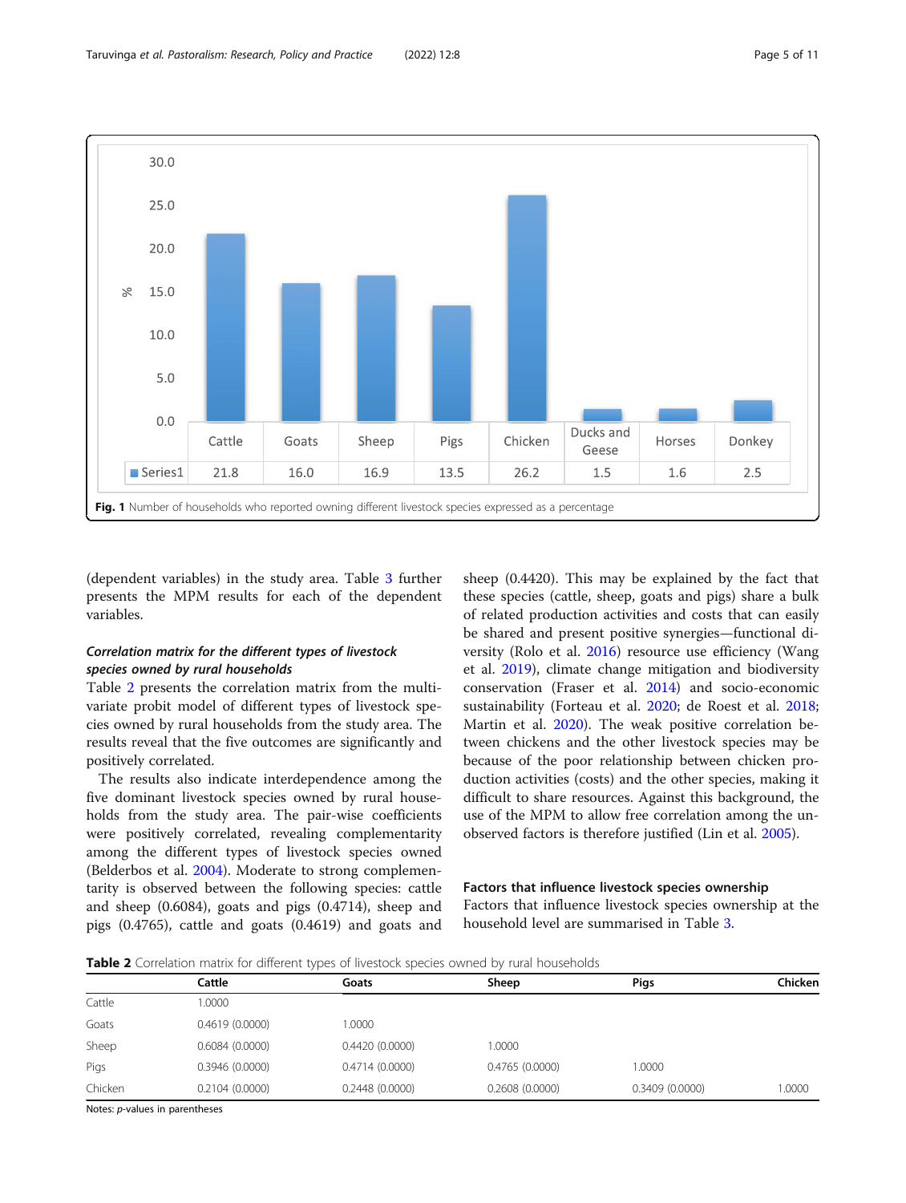| | Cattle | Goats | Sheep | Pigs | Chicken | Ducks and Geese | Horses | Donkey |
|---|---|---|---|---|---|---|---|---|
| Series1 | 21.8 | 16.0 | 16.9 | 13.5 | 26.2 | 1.5 | 1.6 | 2.5 |

**Fig. 1** Number of households who reported owning different livestock species expressed as a percentage

(dependent variables) in the study area. Table 3 further presents the MPM results for each of the dependent variables.

### *Correlation matrix for the different types of livestock species owned by rural households*

Table 2 presents the correlation matrix from the multivariate probit model of different types of livestock species owned by rural households from the study area. The results reveal that the five outcomes are significantly and positively correlated.

The results also indicate interdependence among the five dominant livestock species owned by rural households from the study area. The pair-wise coefficients were positively correlated, revealing complementarity among the different types of livestock species owned (Belderbos et al. 2004). Moderate to strong complementarity is observed between the following species: cattle and sheep (0.6084), goats and pigs (0.4714), sheep and pigs (0.4765), cattle and goats (0.4619) and goats and sheep (0.4420). This may be explained by the fact that these species (cattle, sheep, goats and pigs) share a bulk of related production activities and costs that can easily be shared and present positive synergies—functional diversity (Rolo et al. 2016) resource use efficiency (Wang et al. 2019), climate change mitigation and biodiversity conservation (Fraser et al. 2014) and socio-economic sustainability (Forteau et al. 2020; de Roest et al. 2018; Martin et al. 2020). The weak positive correlation between chickens and the other livestock species may be because of the poor relationship between chicken production activities (costs) and the other species, making it difficult to share resources. Against this background, the use of the MPM to allow free correlation among the unobserved factors is therefore justified (Lin et al. 2005).

### Factors that influence livestock species ownership

Factors that influence livestock species ownership at the household level are summarised in Table 3.

**Table 2** Correlation matrix for different types of livestock species owned by rural households

| | Cattle | Goats | Sheep | Pigs | Chicken |
|---|---|---|---|---|---|
| Cattle | 1.0000 | | | | |
| Goats | 0.4619 (0.0000) | 1.0000 | | | |
| Sheep | 0.6084 (0.0000) | 0.4420 (0.0000) | 1.0000 | | |
| Pigs | 0.3946 (0.0000) | 0.4714 (0.0000) | 0.4765 (0.0000) | 1.0000 | |
| Chicken | 0.2104 (0.0000) | 0.2448 (0.0000) | 0.2608 (0.0000) | 0.3409 (0.0000) | 1.0000 |

Notes: *p*-values in parentheses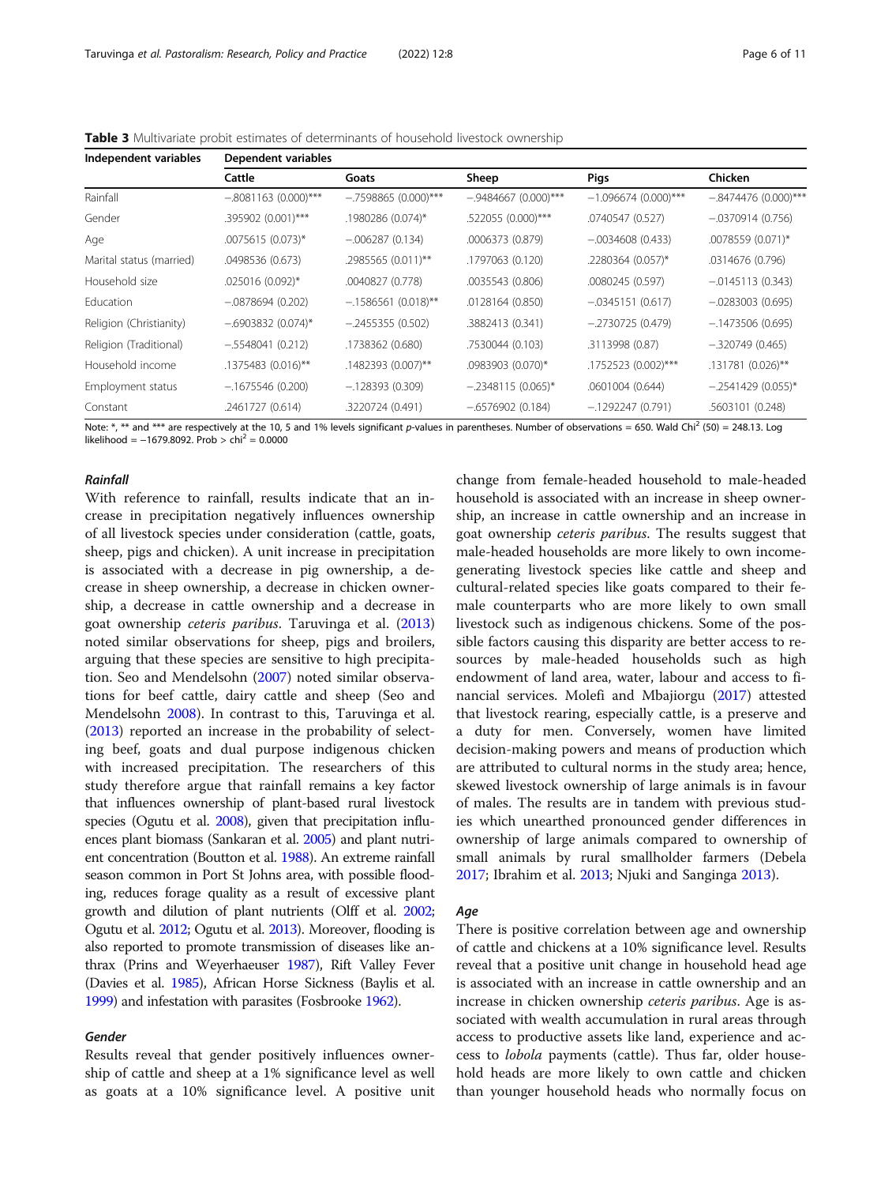**Table 3** Multivariate probit estimates of determinants of household livestock ownership

| Independent variables | Dependent variables | | | | |
|---|---|---|---|---|---|
| | Cattle | Goats | Sheep | Pigs | Chicken |
| Rainfall | −.8081163 (0.000)*** | −.7598865 (0.000)*** | −.9484667 (0.000)*** | −1.096674 (0.000)*** | −.8474476 (0.000)*** |
| Gender | .395902 (0.001)*** | .1980286 (0.074)* | .522055 (0.000)*** | .0740547 (0.527) | −.0370914 (0.756) |
| Age | .0075615 (0.073)* | −.006287 (0.134) | .0006373 (0.879) | −.0034608 (0.433) | .0078559 (0.071)* |
| Marital status (married) | .0498536 (0.673) | .2985565 (0.011)** | .1797063 (0.120) | .2280364 (0.057)* | .0314676 (0.796) |
| Household size | .025016 (0.092)* | .0040827 (0.778) | .0035543 (0.806) | .0080245 (0.597) | −.0145113 (0.343) |
| Education | −.0878694 (0.202) | −.1586561 (0.018)** | .0128164 (0.850) | −.0345151 (0.617) | −.0283003 (0.695) |
| Religion (Christianity) | −.6903832 (0.074)* | −.2455355 (0.502) | .3882413 (0.341) | −.2730725 (0.479) | −.1473506 (0.695) |
| Religion (Traditional) | −.5548041 (0.212) | .1738362 (0.680) | .7530044 (0.103) | .3113998 (0.87) | −.320749 (0.465) |
| Household income | .1375483 (0.016)** | .1482393 (0.007)** | .0983903 (0.070)* | .1752523 (0.002)*** | .131781 (0.026)** |
| Employment status | −.1675546 (0.200) | −.128393 (0.309) | −.2348115 (0.065)* | .0601004 (0.644) | −.2541429 (0.055)* |
| Constant | .2461727 (0.614) | .3220724 (0.491) | −.6576902 (0.184) | −.1292247 (0.791) | .5603101 (0.248) |

Note: *, ** and *** are respectively at the 10, 5 and 1% levels significant *p*-values in parentheses. Number of observations = 650. Wald $Chi^2$ (50) = 248.13. Log likelihood = −1679.8092. Prob > $chi^2$ = 0.0000

### *Rainfall*

With reference to rainfall, results indicate that an increase in precipitation negatively influences ownership of all livestock species under consideration (cattle, goats, sheep, pigs and chicken). A unit increase in precipitation is associated with a decrease in pig ownership, a decrease in sheep ownership, a decrease in chicken ownership, a decrease in cattle ownership and a decrease in goat ownership *ceteris paribus*. Taruvinga et al. (2013) noted similar observations for sheep, pigs and broilers, arguing that these species are sensitive to high precipitation. Seo and Mendelsohn (2007) noted similar observations for beef cattle, dairy cattle and sheep (Seo and Mendelsohn 2008). In contrast to this, Taruvinga et al. (2013) reported an increase in the probability of selecting beef, goats and dual purpose indigenous chicken with increased precipitation. The researchers of this study therefore argue that rainfall remains a key factor that influences ownership of plant-based rural livestock species (Ogutu et al. 2008), given that precipitation influences plant biomass (Sankaran et al. 2005) and plant nutrient concentration (Boutton et al. 1988). An extreme rainfall season common in Port St Johns area, with possible flooding, reduces forage quality as a result of excessive plant growth and dilution of plant nutrients (Olff et al. 2002; Ogutu et al. 2012; Ogutu et al. 2013). Moreover, flooding is also reported to promote transmission of diseases like anthrax (Prins and Weyerhaeuser 1987), Rift Valley Fever (Davies et al. 1985), African Horse Sickness (Baylis et al. 1999) and infestation with parasites (Fosbrooke 1962).

### *Gender*

Results reveal that gender positively influences ownership of cattle and sheep at a 1% significance level as well as goats at a 10% significance level. A positive unit change from female-headed household to male-headed household is associated with an increase in sheep ownership, an increase in cattle ownership and an increase in goat ownership *ceteris paribus*. The results suggest that male-headed households are more likely to own income-generating livestock species like cattle and sheep and cultural-related species like goats compared to their female counterparts who are more likely to own small livestock such as indigenous chickens. Some of the possible factors causing this disparity are better access to resources by male-headed households such as high endowment of land area, water, labour and access to financial services. Molefi and Mbajiorgu (2017) attested that livestock rearing, especially cattle, is a preserve and a duty for men. Conversely, women have limited decision-making powers and means of production which are attributed to cultural norms in the study area; hence, skewed livestock ownership of large animals is in favour of males. The results are in tandem with previous studies which unearthed pronounced gender differences in ownership of large animals compared to ownership of small animals by rural smallholder farmers (Debela 2017; Ibrahim et al. 2013; Njuki and Sanginga 2013).

### *Age*

There is positive correlation between age and ownership of cattle and chickens at a 10% significance level. Results reveal that a positive unit change in household head age is associated with an increase in cattle ownership and an increase in chicken ownership *ceteris paribus*. Age is associated with wealth accumulation in rural areas through access to productive assets like land, experience and access to *lobola* payments (cattle). Thus far, older household heads are more likely to own cattle and chicken than younger household heads who normally focus on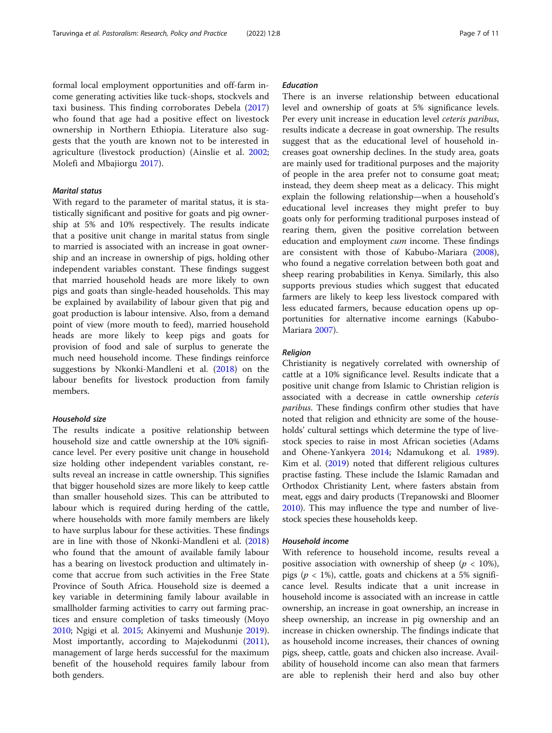formal local employment opportunities and off-farm income generating activities like tuck-shops, stockvels and taxi business. This finding corroborates Debela (2017) who found that age had a positive effect on livestock ownership in Northern Ethiopia. Literature also suggests that the youth are known not to be interested in agriculture (livestock production) (Ainslie et al. 2002; Molefi and Mbajiorgu 2017).

#### *Marital status*

With regard to the parameter of marital status, it is statistically significant and positive for goats and pig ownership at 5% and 10% respectively. The results indicate that a positive unit change in marital status from single to married is associated with an increase in goat ownership and an increase in ownership of pigs, holding other independent variables constant. These findings suggest that married household heads are more likely to own pigs and goats than single-headed households. This may be explained by availability of labour given that pig and goat production is labour intensive. Also, from a demand point of view (more mouth to feed), married household heads are more likely to keep pigs and goats for provision of food and sale of surplus to generate the much need household income. These findings reinforce suggestions by Nkonki-Mandleni et al. (2018) on the labour benefits for livestock production from family members.

#### *Household size*

The results indicate a positive relationship between household size and cattle ownership at the 10% significance level. Per every positive unit change in household size holding other independent variables constant, results reveal an increase in cattle ownership. This signifies that bigger household sizes are more likely to keep cattle than smaller household sizes. This can be attributed to labour which is required during herding of the cattle, where households with more family members are likely to have surplus labour for these activities. These findings are in line with those of Nkonki-Mandleni et al. (2018) who found that the amount of available family labour has a bearing on livestock production and ultimately income that accrue from such activities in the Free State Province of South Africa. Household size is deemed a key variable in determining family labour available in smallholder farming activities to carry out farming practices and ensure completion of tasks timeously (Moyo 2010; Ngigi et al. 2015; Akinyemi and Mushunje 2019). Most importantly, according to Majekodunmi (2011), management of large herds successful for the maximum benefit of the household requires family labour from both genders.

#### *Education*

There is an inverse relationship between educational level and ownership of goats at 5% significance levels. Per every unit increase in education level *ceteris paribus*, results indicate a decrease in goat ownership. The results suggest that as the educational level of household increases goat ownership declines. In the study area, goats are mainly used for traditional purposes and the majority of people in the area prefer not to consume goat meat; instead, they deem sheep meat as a delicacy. This might explain the following relationship—when a household's educational level increases they might prefer to buy goats only for performing traditional purposes instead of rearing them, given the positive correlation between education and employment *cum* income. These findings are consistent with those of Kabubo-Mariara (2008), who found a negative correlation between both goat and sheep rearing probabilities in Kenya. Similarly, this also supports previous studies which suggest that educated farmers are likely to keep less livestock compared with less educated farmers, because education opens up opportunities for alternative income earnings (Kabubo-Mariara 2007).

#### *Religion*

Christianity is negatively correlated with ownership of cattle at a 10% significance level. Results indicate that a positive unit change from Islamic to Christian religion is associated with a decrease in cattle ownership *ceteris paribus*. These findings confirm other studies that have noted that religion and ethnicity are some of the households' cultural settings which determine the type of livestock species to raise in most African societies (Adams and Ohene-Yankyera 2014; Ndamukong et al. 1989). Kim et al. (2019) noted that different religious cultures practise fasting. These include the Islamic Ramadan and Orthodox Christianity Lent, where fasters abstain from meat, eggs and dairy products (Trepanowski and Bloomer 2010). This may influence the type and number of livestock species these households keep.

#### *Household income*

With reference to household income, results reveal a positive association with ownership of sheep ($p < 10\%$), pigs ($p < 1\%$), cattle, goats and chickens at a 5% significance level. Results indicate that a unit increase in household income is associated with an increase in cattle ownership, an increase in goat ownership, an increase in sheep ownership, an increase in pig ownership and an increase in chicken ownership. The findings indicate that as household income increases, their chances of owning pigs, sheep, cattle, goats and chicken also increase. Availability of household income can also mean that farmers are able to replenish their herd and also buy other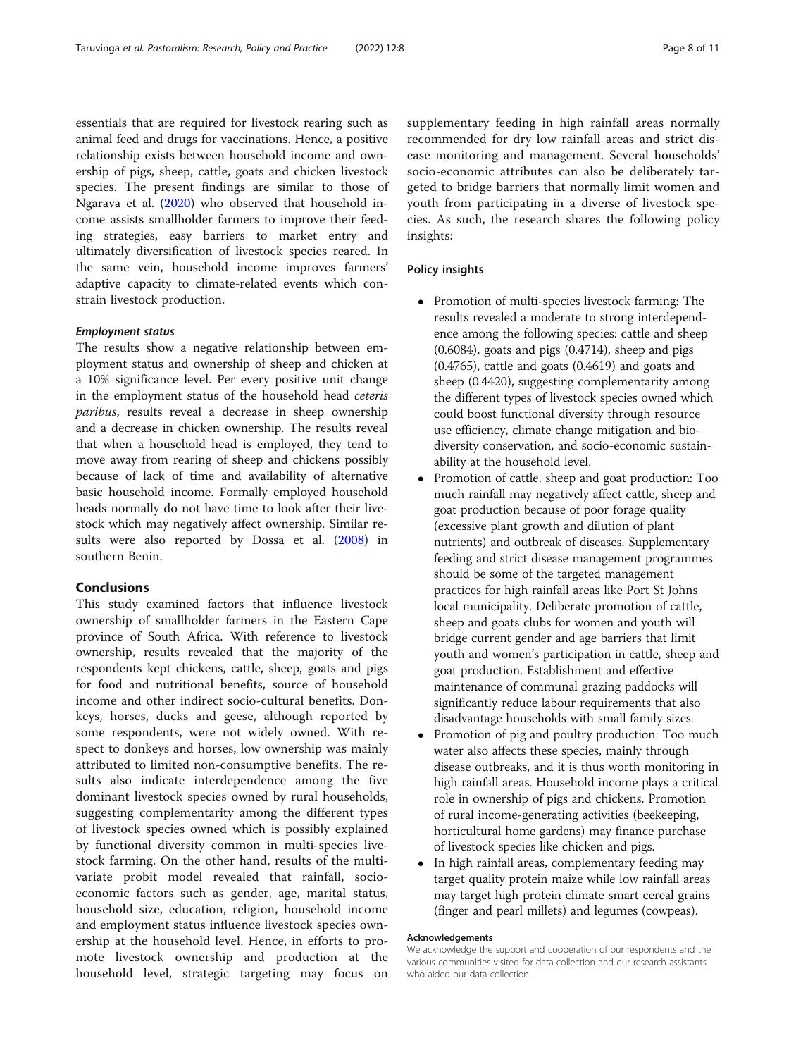essentials that are required for livestock rearing such as animal feed and drugs for vaccinations. Hence, a positive relationship exists between household income and ownership of pigs, sheep, cattle, goats and chicken livestock species. The present findings are similar to those of Ngarava et al. (2020) who observed that household income assists smallholder farmers to improve their feeding strategies, easy barriers to market entry and ultimately diversification of livestock species reared. In the same vein, household income improves farmers' adaptive capacity to climate-related events which constrain livestock production.

#### *Employment status*

The results show a negative relationship between employment status and ownership of sheep and chicken at a 10% significance level. Per every positive unit change in the employment status of the household head *ceteris paribus*, results reveal a decrease in sheep ownership and a decrease in chicken ownership. The results reveal that when a household head is employed, they tend to move away from rearing of sheep and chickens possibly because of lack of time and availability of alternative basic household income. Formally employed household heads normally do not have time to look after their livestock which may negatively affect ownership. Similar results were also reported by Dossa et al. (2008) in southern Benin.

## Conclusions

This study examined factors that influence livestock ownership of smallholder farmers in the Eastern Cape province of South Africa. With reference to livestock ownership, results revealed that the majority of the respondents kept chickens, cattle, sheep, goats and pigs for food and nutritional benefits, source of household income and other indirect socio-cultural benefits. Donkeys, horses, ducks and geese, although reported by some respondents, were not widely owned. With respect to donkeys and horses, low ownership was mainly attributed to limited non-consumptive benefits. The results also indicate interdependence among the five dominant livestock species owned by rural households, suggesting complementarity among the different types of livestock species owned which is possibly explained by functional diversity common in multi-species livestock farming. On the other hand, results of the multivariate probit model revealed that rainfall, socio-economic factors such as gender, age, marital status, household size, education, religion, household income and employment status influence livestock species ownership at the household level. Hence, in efforts to promote livestock ownership and production at the household level, strategic targeting may focus on supplementary feeding in high rainfall areas normally recommended for dry low rainfall areas and strict disease monitoring and management. Several households' socio-economic attributes can also be deliberately targeted to bridge barriers that normally limit women and youth from participating in a diverse of livestock species. As such, the research shares the following policy insights:

### Policy insights

- Promotion of multi-species livestock farming: The results revealed a moderate to strong interdependence among the following species: cattle and sheep (0.6084), goats and pigs (0.4714), sheep and pigs (0.4765), cattle and goats (0.4619) and goats and sheep (0.4420), suggesting complementarity among the different types of livestock species owned which could boost functional diversity through resource use efficiency, climate change mitigation and biodiversity conservation, and socio-economic sustainability at the household level.
- Promotion of cattle, sheep and goat production: Too much rainfall may negatively affect cattle, sheep and goat production because of poor forage quality (excessive plant growth and dilution of plant nutrients) and outbreak of diseases. Supplementary feeding and strict disease management programmes should be some of the targeted management practices for high rainfall areas like Port St Johns local municipality. Deliberate promotion of cattle, sheep and goats clubs for women and youth will bridge current gender and age barriers that limit youth and women's participation in cattle, sheep and goat production. Establishment and effective maintenance of communal grazing paddocks will significantly reduce labour requirements that also disadvantage households with small family sizes.
- Promotion of pig and poultry production: Too much water also affects these species, mainly through disease outbreaks, and it is thus worth monitoring in high rainfall areas. Household income plays a critical role in ownership of pigs and chickens. Promotion of rural income-generating activities (beekeeping, horticultural home gardens) may finance purchase of livestock species like chicken and pigs.
- In high rainfall areas, complementary feeding may target quality protein maize while low rainfall areas may target high protein climate smart cereal grains (finger and pearl millets) and legumes (cowpeas).

#### Acknowledgements

We acknowledge the support and cooperation of our respondents and the various communities visited for data collection and our research assistants who aided our data collection.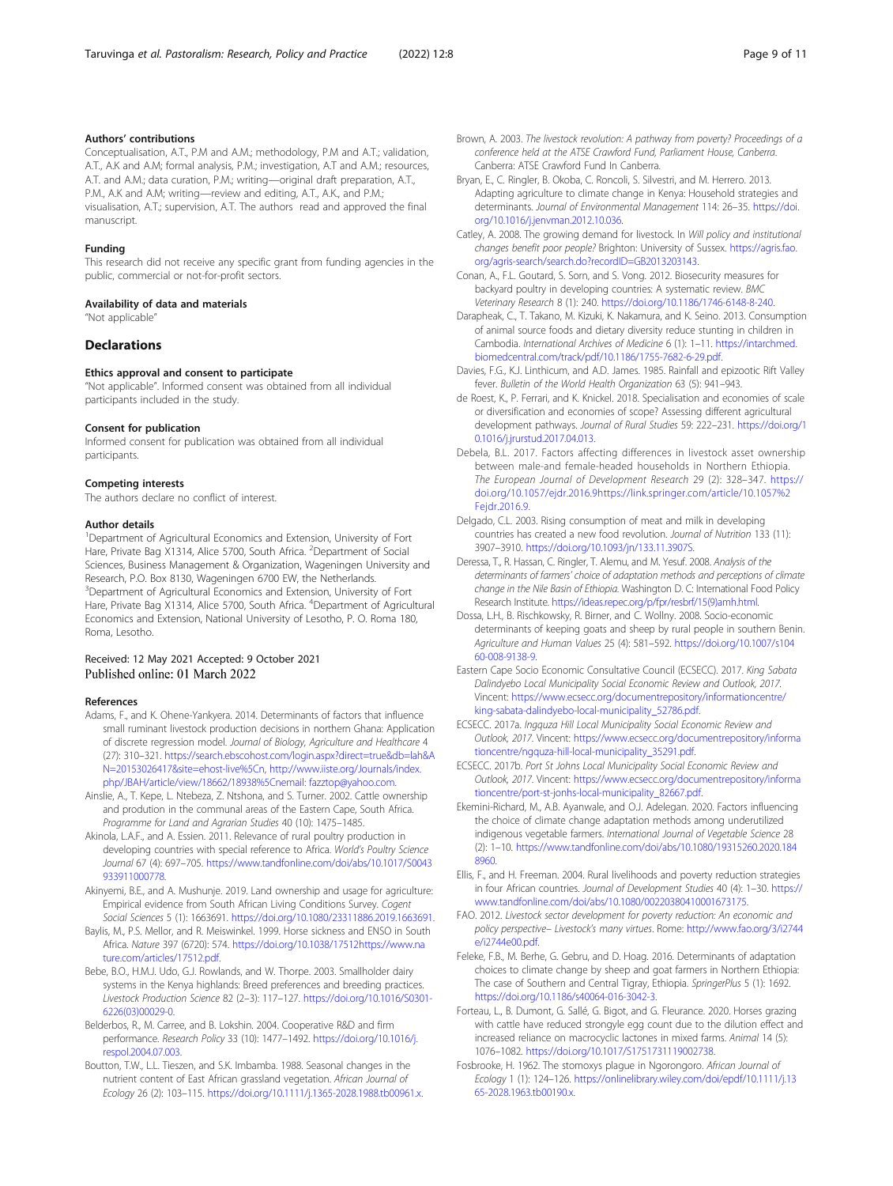#### Authors' contributions

Conceptualisation, A.T., P.M and A.M.; methodology, P.M and A.T.; validation, A.T., A.K and A.M; formal analysis, P.M.; investigation, A.T and A.M.; resources, A.T. and A.M.; data curation, P.M.; writing—original draft preparation, A.T., P.M., A.K and A.M; writing—review and editing, A.T., A.K., and P.M.; visualisation, A.T.; supervision, A.T. The authors read and approved the final manuscript.

#### Funding

This research did not receive any specific grant from funding agencies in the public, commercial or not-for-profit sectors.

#### Availability of data and materials

"Not applicable"

## Declarations

#### Ethics approval and consent to participate

"Not applicable". Informed consent was obtained from all individual participants included in the study.

#### Consent for publication

Informed consent for publication was obtained from all individual participants.

#### Competing interests

The authors declare no conflict of interest.

#### Author details

[1]Department of Agricultural Economics and Extension, University of Fort Hare, Private Bag X1314, Alice 5700, South Africa. [2]Department of Social Sciences, Business Management & Organization, Wageningen University and Research, P.O. Box 8130, Wageningen 6700 EW, the Netherlands. [3]Department of Agricultural Economics and Extension, University of Fort Hare, Private Bag X1314, Alice 5700, South Africa. [4]Department of Agricultural Economics and Extension, National University of Lesotho, P. O. Roma 180, Roma, Lesotho.

Received: 12 May 2021 Accepted: 9 October 2021
Published online: 01 March 2022

#### References

Adams, F., and K. Ohene-Yankyera. 2014. Determinants of factors that influence small ruminant livestock production decisions in northern Ghana: Application of discrete regression model. *Journal of Biology, Agriculture and Healthcare* 4 (27): 310–321. https://search.ebscohost.com/login.aspx?direct=true&db=lah&AN=20153026417&site=ehost-live%5Cn, http://www.iiste.org/Journals/index.php/JBAH/article/view/18662/18938%5Cnemail: fazztop@yahoo.com.

Ainslie, A., T. Kepe, L. Ntebeza, Z. Ntshona, and S. Turner. 2002. Cattle ownership and prodution in the communal areas of the Eastern Cape, South Africa. *Programme for Land and Agrarian Studies* 40 (10): 1475–1485.

Akinola, L.A.F., and A. Essien. 2011. Relevance of rural poultry production in developing countries with special reference to Africa. *World's Poultry Science Journal* 67 (4): 697–705. https://www.tandfonline.com/doi/abs/10.1017/S0043933911000778.

Akinyemi, B.E., and A. Mushunje. 2019. Land ownership and usage for agriculture: Empirical evidence from South African Living Conditions Survey. *Cogent Social Sciences* 5 (1): 1663691. https://doi.org/10.1080/23311886.2019.1663691.

Baylis, M., P.S. Mellor, and R. Meiswinkel. 1999. Horse sickness and ENSO in South Africa. *Nature* 397 (6720): 574. https://doi.org/10.1038/17512https://www.nature.com/articles/17512.pdf.

Bebe, B.O., H.M.J. Udo, G.J. Rowlands, and W. Thorpe. 2003. Smallholder dairy systems in the Kenya highlands: Breed preferences and breeding practices. *Livestock Production Science* 82 (2–3): 117–127. https://doi.org/10.1016/S0301-6226(03)00029-0.

Belderbos, R., M. Carree, and B. Lokshin. 2004. Cooperative R&D and firm performance. *Research Policy* 33 (10): 1477–1492. https://doi.org/10.1016/j.respol.2004.07.003.

Boutton, T.W., L.L. Tieszen, and S.K. Imbamba. 1988. Seasonal changes in the nutrient content of East African grassland vegetation. *African Journal of Ecology* 26 (2): 103–115. https://doi.org/10.1111/j.1365-2028.1988.tb00961.x.

Brown, A. 2003. *The livestock revolution: A pathway from poverty? Proceedings of a conference held at the ATSE Crawford Fund, Parliament House, Canberra.* Canberra: ATSE Crawford Fund In Canberra.

Bryan, E., C. Ringler, B. Okoba, C. Roncoli, S. Silvestri, and M. Herrero. 2013. Adapting agriculture to climate change in Kenya: Household strategies and determinants. *Journal of Environmental Management* 114: 26–35. https://doi.org/10.1016/j.jenvman.2012.10.036.

Catley, A. 2008. The growing demand for livestock. In *Will policy and institutional changes benefit poor people?* Brighton: University of Sussex. https://agris.fao.org/agris-search/search.do?recordID=GB2013203143.

Conan, A., F.L. Goutard, S. Sorn, and S. Vong. 2012. Biosecurity measures for backyard poultry in developing countries: A systematic review. *BMC Veterinary Research* 8 (1): 240. https://doi.org/10.1186/1746-6148-8-240.

Darapheak, C., T. Takano, M. Kizuki, K. Nakamura, and K. Seino. 2013. Consumption of animal source foods and dietary diversity reduce stunting in children in Cambodia. *International Archives of Medicine* 6 (1): 1–11. https://intarchmed.biomedcentral.com/track/pdf/10.1186/1755-7682-6-29.pdf.

Davies, F.G., K.J. Linthicum, and A.D. James. 1985. Rainfall and epizootic Rift Valley fever. *Bulletin of the World Health Organization* 63 (5): 941–943.

de Roest, K., P. Ferrari, and K. Knickel. 2018. Specialisation and economies of scale or diversification and economies of scope? Assessing different agricultural development pathways. *Journal of Rural Studies* 59: 222–231. https://doi.org/10.1016/j.jrurstud.2017.04.013.

Debela, B.L. 2017. Factors affecting differences in livestock asset ownership between male-and female-headed households in Northern Ethiopia. *The European Journal of Development Research* 29 (2): 328–347. https://doi.org/10.1057/ejdr.2016.9https://link.springer.com/article/10.1057%2Fejdr.2016.9.

Delgado, C.L. 2003. Rising consumption of meat and milk in developing countries has created a new food revolution. *Journal of Nutrition* 133 (11): 3907–3910. https://doi.org/10.1093/jn/133.11.3907S.

Deressa, T., R. Hassan, C. Ringler, T. Alemu, and M. Yesuf. 2008. *Analysis of the determinants of farmers' choice of adaptation methods and perceptions of climate change in the Nile Basin of Ethiopia.* Washington D C: International Food Policy Research Institute. https://ideas.repec.org/p/fpr/resbrf/15(9)amh.html.

Dossa, L.H., B. Rischkowsky, R. Birner, and C. Wollny. 2008. Socio-economic determinants of keeping goats and sheep by rural people in southern Benin. *Agriculture and Human Values* 25 (4): 581–592. https://doi.org/10.1007/s10460-008-9138-9.

Eastern Cape Socio Economic Consultative Council (ECSECC). 2017. *King Sabata Dalindyebo Local Municipality Social Economic Review and Outlook, 2017.* Vincent: https://www.ecsecc.org/documentrepository/informationcentre/king-sabata-dalindyebo-local-municipality_52786.pdf.

ECSECC. 2017a. *Ingquza Hill Local Municipality Social Economic Review and Outlook, 2017.* Vincent: https://www.ecsecc.org/documentrepository/informationcentre/ngquza-hill-local-municipality_35291.pdf.

ECSECC. 2017b. *Port St Johns Local Municipality Social Economic Review and Outlook, 2017.* Vincent: https://www.ecsecc.org/documentrepository/informationcentre/port-st-jonhs-local-municipality_82667.pdf.

Ekemini-Richard, M., A.B. Ayanwale, and O.J. Adelegan. 2020. Factors influencing the choice of climate change adaptation methods among underutilized indigenous vegetable farmers. *International Journal of Vegetable Science* 28 (2): 1–10. https://www.tandfonline.com/doi/abs/10.1080/19315260.2020.1848960.

Ellis, F., and H. Freeman. 2004. Rural livelihoods and poverty reduction strategies in four African countries. *Journal of Development Studies* 40 (4): 1–30. https://www.tandfonline.com/doi/abs/10.1080/00220380410001673175.

FAO. 2012. *Livestock sector development for poverty reduction: An economic and policy perspective– Livestock's many virtues.* Rome: http://www.fao.org/3/i2744e/i2744e00.pdf.

Feleke, F.B., M. Berhe, G. Gebru, and D. Hoag. 2016. Determinants of adaptation choices to climate change by sheep and goat farmers in Northern Ethiopia: The case of Southern and Central Tigray, Ethiopia. *SpringerPlus* 5 (1): 1692. https://doi.org/10.1186/s40064-016-3042-3.

Forteau, L., B. Dumont, G. Sallé, G. Bigot, and G. Fleurance. 2020. Horses grazing with cattle have reduced strongyle egg count due to the dilution effect and increased reliance on macrocyclic lactones in mixed farms. *Animal* 14 (5): 1076–1082. https://doi.org/10.1017/S1751731119002738.

Fosbrooke, H. 1962. The stomoxys plague in Ngorongoro. *African Journal of Ecology* 1 (1): 124–126. https://onlinelibrary.wiley.com/doi/epdf/10.1111/j.1365-2028.1963.tb00190.x.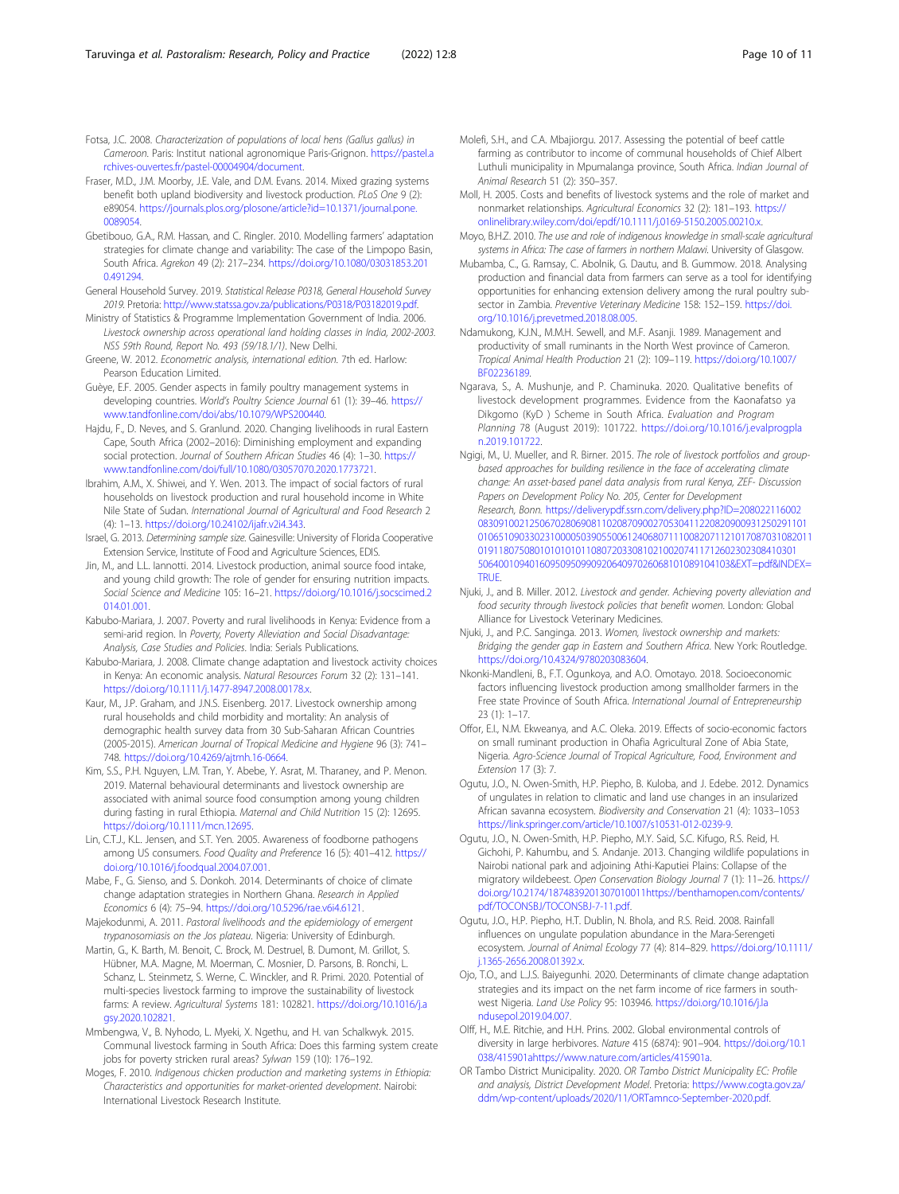Fotsa, J.C. 2008. *Characterization of populations of local hens (Gallus gallus) in Cameroon*. Paris: Institut national agronomique Paris-Grignon. https://pastel.archives-ouvertes.fr/pastel-00004904/document.

Fraser, M.D., J.M. Moorby, J.E. Vale, and D.M. Evans. 2014. Mixed grazing systems benefit both upland biodiversity and livestock production. *PLoS One* 9 (2): e89054. https://journals.plos.org/plosone/article?id=10.1371/journal.pone.0089054.

Gbetibouo, G.A., R.M. Hassan, and C. Ringler. 2010. Modelling farmers' adaptation strategies for climate change and variability: The case of the Limpopo Basin, South Africa. *Agrekon* 49 (2): 217–234. https://doi.org/10.1080/03031853.2010.491294.

General Household Survey. 2019. *Statistical Release P0318, General Household Survey 2019*. Pretoria: http://www.statssa.gov.za/publications/P0318/P03182019.pdf.

Ministry of Statistics & Programme Implementation Government of India. 2006. *Livestock ownership across operational land holding classes in India, 2002-2003. NSS 59th Round, Report No. 493 (59/18.1/1)*. New Delhi.

Greene, W. 2012. *Econometric analysis, international edition*. 7th ed. Harlow: Pearson Education Limited.

Guèye, E.F. 2005. Gender aspects in family poultry management systems in developing countries. *World's Poultry Science Journal* 61 (1): 39–46. https://www.tandfonline.com/doi/abs/10.1079/WPS200440.

Hajdu, F., D. Neves, and S. Granlund. 2020. Changing livelihoods in rural Eastern Cape, South Africa (2002–2016): Diminishing employment and expanding social protection. *Journal of Southern African Studies* 46 (4): 1–30. https://www.tandfonline.com/doi/full/10.1080/03057070.2020.1773721.

Ibrahim, A.M., X. Shiwei, and Y. Wen. 2013. The impact of social factors of rural households on livestock production and rural household income in White Nile State of Sudan. *International Journal of Agricultural and Food Research* 2 (4): 1–13. https://doi.org/10.24102/ijafr.v2i4.343.

Israel, G. 2013. *Determining sample size*. Gainesville: University of Florida Cooperative Extension Service, Institute of Food and Agriculture Sciences, EDIS.

Jin, M., and L.L. Iannotti. 2014. Livestock production, animal source food intake, and young child growth: The role of gender for ensuring nutrition impacts. *Social Science and Medicine* 105: 16–21. https://doi.org/10.1016/j.socscimed.2014.01.001.

Kabubo-Mariara, J. 2007. Poverty and rural livelihoods in Kenya: Evidence from a semi-arid region. In *Poverty, Poverty Alleviation and Social Disadvantage: Analysis, Case Studies and Policies*. India: Serials Publications.

Kabubo-Mariara, J. 2008. Climate change adaptation and livestock activity choices in Kenya: An economic analysis. *Natural Resources Forum* 32 (2): 131–141. https://doi.org/10.1111/j.1477-8947.2008.00178.x.

Kaur, M., J.P. Graham, and J.N.S. Eisenberg. 2017. Livestock ownership among rural households and child morbidity and mortality: An analysis of demographic health survey data from 30 Sub-Saharan African Countries (2005-2015). *American Journal of Tropical Medicine and Hygiene* 96 (3): 741–748. https://doi.org/10.4269/ajtmh.16-0664.

Kim, S.S., P.H. Nguyen, L.M. Tran, Y. Abebe, Y. Asrat, M. Tharaney, and P. Menon. 2019. Maternal behavioural determinants and livestock ownership are associated with animal source food consumption among young children during fasting in rural Ethiopia. *Maternal and Child Nutrition* 15 (2): 12695. https://doi.org/10.1111/mcn.12695.

Lin, C.T.J., K.L. Jensen, and S.T. Yen. 2005. Awareness of foodborne pathogens among US consumers. *Food Quality and Preference* 16 (5): 401–412. https://doi.org/10.1016/j.foodqual.2004.07.001.

Mabe, F., G. Sienso, and S. Donkoh. 2014. Determinants of choice of climate change adaptation strategies in Northern Ghana. *Research in Applied Economics* 6 (4): 75–94. https://doi.org/10.5296/rae.v6i4.6121.

Majekodunmi, A. 2011. *Pastoral livelihoods and the epidemiology of emergent trypanosomiasis on the Jos plateau*. Nigeria: University of Edinburgh.

Martin, G., K. Barth, M. Benoit, C. Brock, M. Destruel, B. Dumont, M. Grillot, S. Hübner, M.A. Magne, M. Moerman, C. Mosnier, D. Parsons, B. Ronchi, L. Schanz, L. Steinmetz, S. Werne, C. Winckler, and R. Primi. 2020. Potential of multi-species livestock farming to improve the sustainability of livestock farms: A review. *Agricultural Systems* 181: 102821. https://doi.org/10.1016/j.agsy.2020.102821.

Mmbengwa, V., B. Nyhodo, L. Myeki, X. Ngethu, and H. van Schalkwyk. 2015. Communal livestock farming in South Africa: Does this farming system create jobs for poverty stricken rural areas? *Sylwan* 159 (10): 176–192.

Moges, F. 2010. *Indigenous chicken production and marketing systems in Ethiopia: Characteristics and opportunities for market-oriented development*. Nairobi: International Livestock Research Institute.

Molefi, S.H., and C.A. Mbajiorgu. 2017. Assessing the potential of beef cattle farming as contributor to income of communal households of Chief Albert Luthuli municipality in Mpumalanga province, South Africa. *Indian Journal of Animal Research* 51 (2): 350–357.

Moll, H. 2005. Costs and benefits of livestock systems and the role of market and nonmarket relationships. *Agricultural Economics* 32 (2): 181–193. https://onlinelibrary.wiley.com/doi/epdf/10.1111/j.0169-5150.2005.00210.x.

Moyo, B.H.Z. 2010. *The use and role of indigenous knowledge in small-scale agricultural systems in Africa: The case of farmers in northern Malawi*. University of Glasgow.

Mubamba, C., G. Ramsay, C. Abolnik, G. Dautu, and B. Gummow. 2018. Analysing production and financial data from farmers can serve as a tool for identifying opportunities for enhancing extension delivery among the rural poultry sub-sector in Zambia. *Preventive Veterinary Medicine* 158: 152–159. https://doi.org/10.1016/j.prevetmed.2018.08.005.

Ndamukong, K.J.N., M.M.H. Sewell, and M.F. Asanji. 1989. Management and productivity of small ruminants in the North West province of Cameron. *Tropical Animal Health Production* 21 (2): 109–119. https://doi.org/10.1007/BF02236189.

Ngarava, S., A. Mushunje, and P. Chaminuka. 2020. Qualitative benefits of livestock development programmes. Evidence from the Kaonafatso ya Dikgomo (KyD ) Scheme in South Africa. *Evaluation and Program Planning* 78 (August 2019): 101722. https://doi.org/10.1016/j.evalprogplan.2019.101722.

Ngigi, M., U. Mueller, and R. Birner. 2015. *The role of livestock portfolios and group-based approaches for building resilience in the face of accelerating climate change: An asset-based panel data analysis from rural Kenya, ZEF- Discussion Papers on Development Policy No. 205, Center for Development Research, Bonn*. https://deliverypdf.ssrn.com/delivery.php?ID=208022116002083091002125067028069081102087090027053041122082090093125029110101065109033023100005039055006124068071110082071121017087031082011019118075080101010101108072033081021002074117126023023084103015064001094016095095099092064097026068101089104103&EXT=pdf&INDEX=TRUE.

Njuki, J., and B. Miller. 2012. *Livestock and gender. Achieving poverty alleviation and food security through livestock policies that benefit women*. London: Global Alliance for Livestock Veterinary Medicines.

Njuki, J., and P.C. Sanginga. 2013. *Women, livestock ownership and markets: Bridging the gender gap in Eastern and Southern Africa*. New York: Routledge. https://doi.org/10.4324/9780203083604.

Nkonki-Mandleni, B., F.T. Ogunkoya, and A.O. Omotayo. 2018. Socioeconomic factors influencing livestock production among smallholder farmers in the Free state Province of South Africa. *International Journal of Entrepreneurship* 23 (1): 1–17.

Offor, E.I., N.M. Ekweanya, and A.C. Oleka. 2019. Effects of socio-economic factors on small ruminant production in Ohafia Agricultural Zone of Abia State, Nigeria. *Agro-Science Journal of Tropical Agriculture, Food, Environment and Extension* 17 (3): 7.

Ogutu, J.O., N. Owen-Smith, H.P. Piepho, B. Kuloba, and J. Edebe. 2012. Dynamics of ungulates in relation to climatic and land use changes in an insularized African savanna ecosystem. *Biodiversity and Conservation* 21 (4): 1033–1053 https://link.springer.com/article/10.1007/s10531-012-0239-9.

Ogutu, J.O., N. Owen-Smith, H.P. Piepho, M.Y. Said, S.C. Kifugo, R.S. Reid, H. Gichohi, P. Kahumbu, and S. Andanje. 2013. Changing wildlife populations in Nairobi national park and adjoining Athi-Kaputiei Plains: Collapse of the migratory wildebeest. *Open Conservation Biology Journal* 7 (1): 11–26. https://doi.org/10.2174/1874839201307010011https://benthamopen.com/contents/pdf/TOCONSBJ/TOCONSBJ-7-11.pdf.

Ogutu, J.O., H.P. Piepho, H.T. Dublin, N. Bhola, and R.S. Reid. 2008. Rainfall influences on ungulate population abundance in the Mara-Serengeti ecosystem. *Journal of Animal Ecology* 77 (4): 814–829. https://doi.org/10.1111/j.1365-2656.2008.01392.x.

Ojo, T.O., and L.J.S. Baiyegunhi. 2020. Determinants of climate change adaptation strategies and its impact on the net farm income of rice farmers in south-west Nigeria. *Land Use Policy* 95: 103946. https://doi.org/10.1016/j.landusepol.2019.04.007.

Olff, H., M.E. Ritchie, and H.H. Prins. 2002. Global environmental controls of diversity in large herbivores. *Nature* 415 (6874): 901–904. https://doi.org/10.1038/415901ahttps://www.nature.com/articles/415901a.

OR Tambo District Municipality. 2020. *OR Tambo District Municipality EC: Profile and analysis, District Development Model*. Pretoria: https://www.cogta.gov.za/ddm/wp-content/uploads/2020/11/ORTamnco-September-2020.pdf.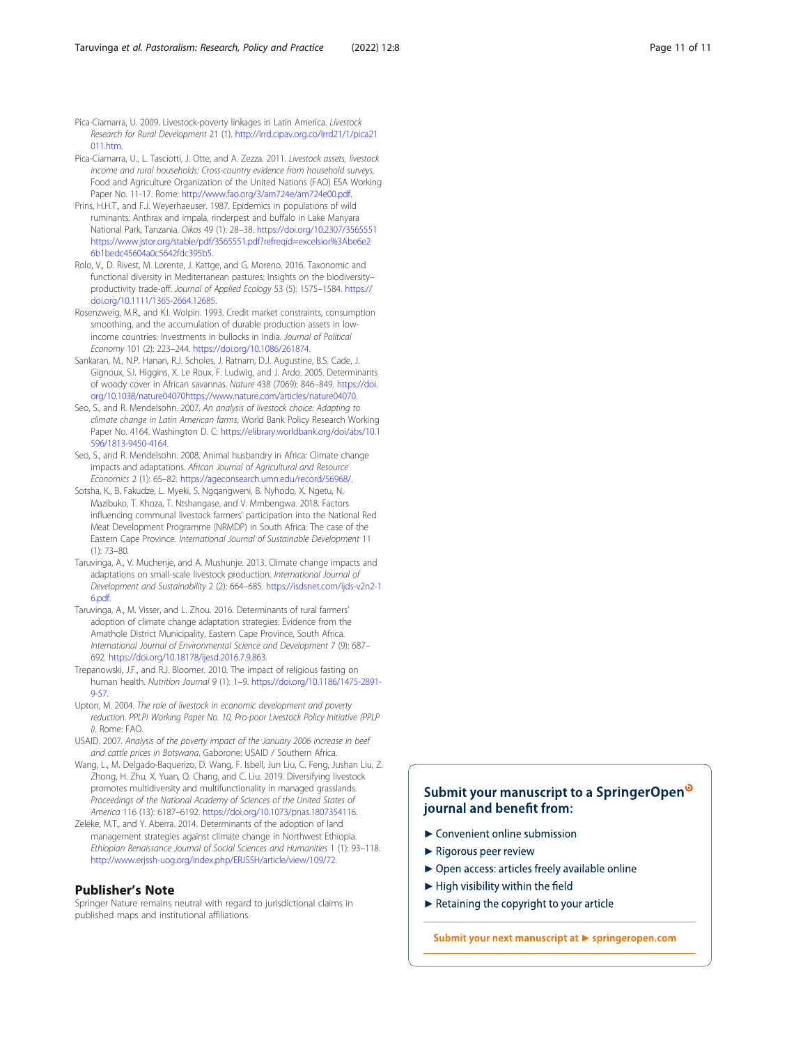Pica-Ciamarra, U. 2009. Livestock-poverty linkages in Latin America. *Livestock Research for Rural Development* 21 (1). http://lrrd.cipav.org.co/lrrd21/1/pica21011.htm.

Pica-Ciamarra, U., L. Tasciotti, J. Otte, and A. Zezza. 2011. *Livestock assets, livestock income and rural households: Cross-country evidence from household surveys*, Food and Agriculture Organization of the United Nations (FAO) ESA Working Paper No. 11-17. Rome: http://www.fao.org/3/am724e/am724e00.pdf.

Prins, H.H.T., and F.J. Weyerhaeuser. 1987. Epidemics in populations of wild ruminants: Anthrax and impala, rinderpest and buffalo in Lake Manyara National Park, Tanzania. *Oikos* 49 (1): 28–38. https://doi.org/10.2307/3565551 https://www.jstor.org/stable/pdf/3565551.pdf?refreqid=excelsior%3Abe6e26b1bedc45604a0c5642fdc395b5.

Rolo, V., D. Rivest, M. Lorente, J. Kattge, and G. Moreno. 2016. Taxonomic and functional diversity in Mediterranean pastures: Insights on the biodiversity–productivity trade-off. *Journal of Applied Ecology* 53 (5): 1575–1584. https://doi.org/10.1111/1365-2664.12685.

Rosenzweig, M.R., and K.I. Wolpin. 1993. Credit market constraints, consumption smoothing, and the accumulation of durable production assets in low-income countries: Investments in bullocks in India. *Journal of Political Economy* 101 (2): 223–244. https://doi.org/10.1086/261874.

Sankaran, M., N.P. Hanan, R.J. Scholes, J. Ratnam, D.J. Augustine, B.S. Cade, J. Gignoux, S.I. Higgins, X. Le Roux, F. Ludwig, and J. Ardo. 2005. Determinants of woody cover in African savannas. *Nature* 438 (7069): 846–849. https://doi.org/10.1038/nature04070https://www.nature.com/articles/nature04070.

Seo, S., and R. Mendelsohn. 2007. *An analysis of livestock choice: Adapting to climate change in Latin American farms*, World Bank Policy Research Working Paper No. 4164. Washington D. C: https://elibrary.worldbank.org/doi/abs/10.1596/1813-9450-4164.

Seo, S., and R. Mendelsohn. 2008. Animal husbandry in Africa: Climate change impacts and adaptations. *African Journal of Agricultural and Resource Economics* 2 (1): 65–82. https://ageconsearch.umn.edu/record/56968/.

Sotsha, K., B. Fakudze, L. Myeki, S. Ngqangweni, B. Nyhodo, X. Ngetu, N. Mazibuko, T. Khoza, T. Ntshangase, and V. Mmbengwa. 2018. Factors influencing communal livestock farmers' participation into the National Red Meat Development Programme (NRMDP) in South Africa: The case of the Eastern Cape Province. *International Journal of Sustainable Development* 11 (1): 73–80.

Taruvinga, A., V. Muchenje, and A. Mushunje. 2013. Climate change impacts and adaptations on small-scale livestock production. *International Journal of Development and Sustainability* 2 (2): 664–685. https://isdsnet.com/ijds-v2n2-16.pdf.

Taruvinga, A., M. Visser, and L. Zhou. 2016. Determinants of rural farmers' adoption of climate change adaptation strategies: Evidence from the Amathole District Municipality, Eastern Cape Province, South Africa. *International Journal of Environmental Science and Development* 7 (9): 687–692. https://doi.org/10.18178/ijesd.2016.7.9.863.

Trepanowski, J.F., and R.J. Bloomer. 2010. The impact of religious fasting on human health. *Nutrition Journal* 9 (1): 1–9. https://doi.org/10.1186/1475-2891-9-57.

Upton, M. 2004. *The role of livestock in economic development and poverty reduction. PPLPI Working Paper No. 10, Pro-poor Livestock Policy Initiative (PPLPI)*. Rome: FAO.

USAID. 2007. *Analysis of the poverty impact of the January 2006 increase in beef and cattle prices in Botswana*. Gaborone: USAID / Southern Africa.

Wang, L., M. Delgado-Baquerizo, D. Wang, F. Isbell, Jun Liu, C. Feng, Jushan Liu, Z. Zhong, H. Zhu, X. Yuan, Q. Chang, and C. Liu. 2019. Diversifying livestock promotes multidiversity and multifunctionality in managed grasslands. *Proceedings of the National Academy of Sciences of the United States of America* 116 (13): 6187–6192. https://doi.org/10.1073/pnas.1807354116.

Zeleke, M.T., and Y. Aberra. 2014. Determinants of the adoption of land management strategies against climate change in Northwest Ethiopia. *Ethiopian Renaissance Journal of Social Sciences and Humanities* 1 (1): 93–118. http://www.erjssh-uog.org/index.php/ERJSSH/article/view/109/72.

## Publisher's Note

Springer Nature remains neutral with regard to jurisdictional claims in published maps and institutional affiliations.

**Submit your manuscript to a SpringerOpen journal and benefit from:**

- ► Convenient online submission
- ► Rigorous peer review
- ► Open access: articles freely available online
- ► High visibility within the field
- ► Retaining the copyright to your article

**Submit your next manuscript at ► springeropen.com**